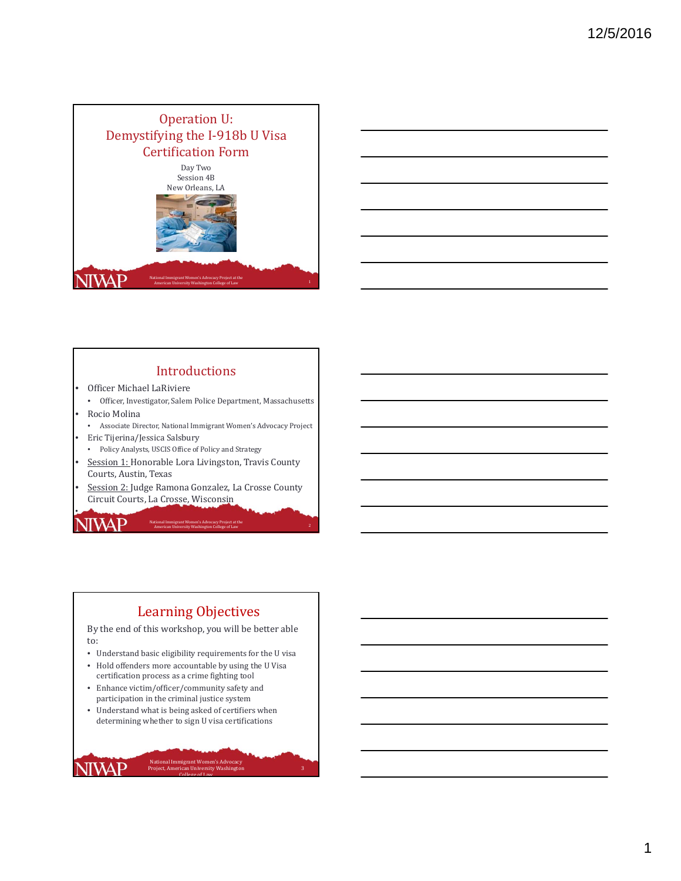# Operation U: Demystifying the I-918b U Visa Certification Form

Day Two
Session 4B
New Orleans, LA

National Immigrant Women's Advocacy Project at the American University Washington College of Law

## Introductions

- Officer Michael LaRiviere
  - Officer, Investigator, Salem Police Department, Massachusetts
- Rocio Molina
  - Associate Director, National Immigrant Women's Advocacy Project
- Eric Tijerina/Jessica Salsbury
  - Policy Analysts, USCIS Office of Policy and Strategy
- Session 1: Honorable Lora Livingston, Travis County Courts, Austin, Texas
- Session 2: Judge Ramona Gonzalez, La Crosse County Circuit Courts, La Crosse, Wisconsin

National Immigrant Women's Advocacy Project at the American University Washington College of Law

## Learning Objectives

By the end of this workshop, you will be better able to:

- Understand basic eligibility requirements for the U visa
- Hold offenders more accountable by using the U Visa certification process as a crime fighting tool
- Enhance victim/officer/community safety and participation in the criminal justice system
- Understand what is being asked of certifiers when determining whether to sign U visa certifications

National Immigrant Women's Advocacy Project, American University Washington College of Law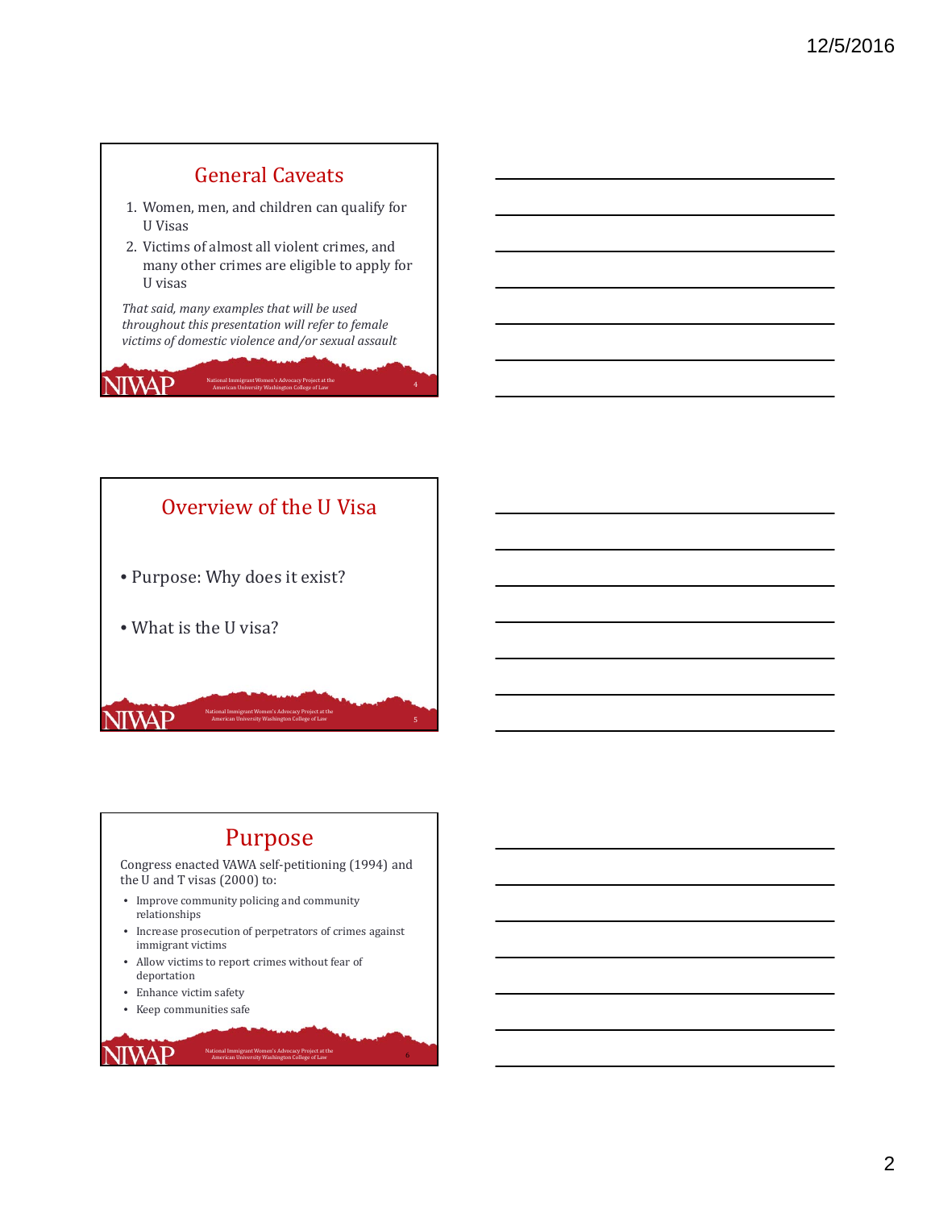## General Caveats

1. Women, men, and children can qualify for U Visas
2. Victims of almost all violent crimes, and many other crimes are eligible to apply for U visas

*That said, many examples that will be used throughout this presentation will refer to female victims of domestic violence and/or sexual assault*

## Overview of the U Visa

- Purpose: Why does it exist?
- What is the U visa?

## Purpose

Congress enacted VAWA self-petitioning (1994) and the U and T visas (2000) to:

- Improve community policing and community relationships
- Increase prosecution of perpetrators of crimes against immigrant victims
- Allow victims to report crimes without fear of deportation
- Enhance victim safety
- Keep communities safe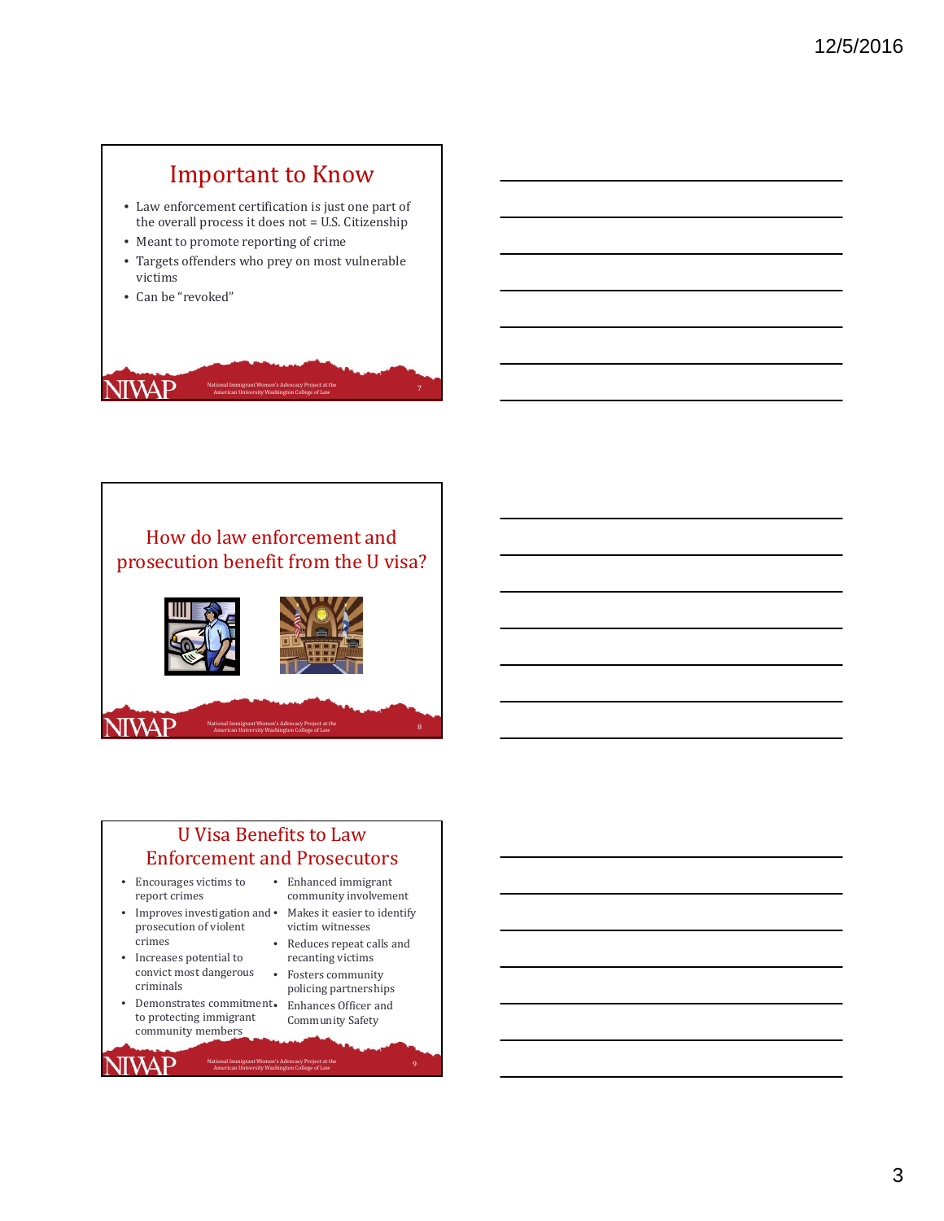## Important to Know

- Law enforcement certification is just one part of the overall process it does not = U.S. Citizenship
- Meant to promote reporting of crime
- Targets offenders who prey on most vulnerable victims
- Can be "revoked"

## How do law enforcement and prosecution benefit from the U visa?

## U Visa Benefits to Law Enforcement and Prosecutors

- Encourages victims to report crimes
- Improves investigation and prosecution of violent crimes
- Increases potential to convict most dangerous criminals
- Demonstrates commitment to protecting immigrant community members
- Enhanced immigrant community involvement
- Makes it easier to identify victim witnesses
- Reduces repeat calls and recanting victims
- Fosters community policing partnerships
- Enhances Officer and Community Safety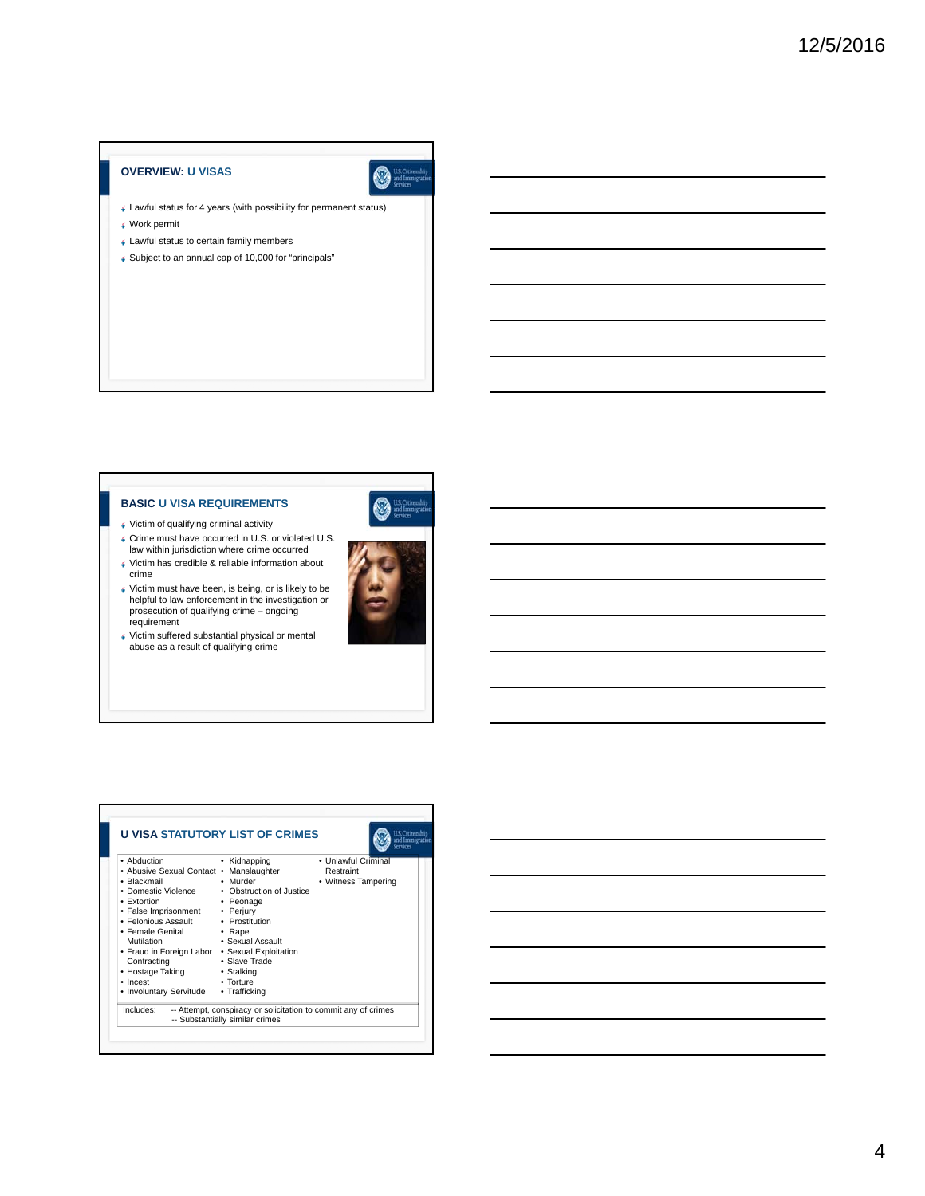## OVERVIEW: U VISAS

- Lawful status for 4 years (with possibility for permanent status)
- Work permit
- Lawful status to certain family members
- Subject to an annual cap of 10,000 for "principals"

## BASIC U VISA REQUIREMENTS

- Victim of qualifying criminal activity
- Crime must have occurred in U.S. or violated U.S. law within jurisdiction where crime occurred
- Victim has credible & reliable information about crime
- Victim must have been, is being, or is likely to be helpful to law enforcement in the investigation or prosecution of qualifying crime – ongoing requirement
- Victim suffered substantial physical or mental abuse as a result of qualifying crime

## U VISA STATUTORY LIST OF CRIMES

- Abduction
- Abusive Sexual Contact
- Blackmail
- Domestic Violence
- Extortion
- False Imprisonment
- Felonious Assault
- Female Genital Mutilation
- Fraud in Foreign Labor Contracting
- Hostage Taking
- Incest
- Involuntary Servitude
- Kidnapping
- Manslaughter
- Murder
- Obstruction of Justice
- Peonage
- Perjury
- Prostitution
- Rape
- Sexual Assault
- Sexual Exploitation
- Slave Trade
- Stalking
- Torture
- Trafficking
- Unlawful Criminal Restraint
- Witness Tampering

Includes:
-- Attempt, conspiracy or solicitation to commit any of crimes
-- Substantially similar crimes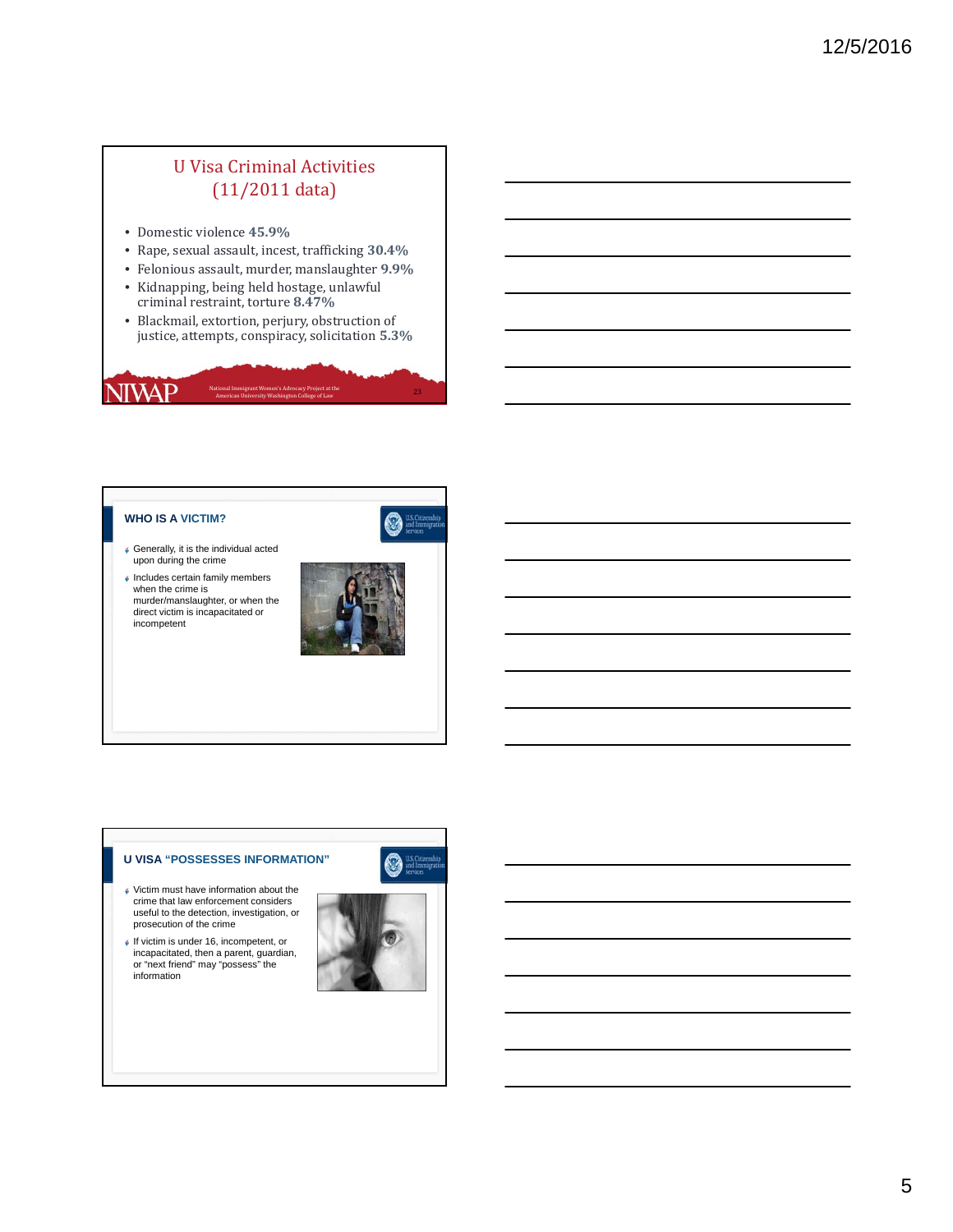## U Visa Criminal Activities (11/2011 data)

- Domestic violence **45.9%**
- Rape, sexual assault, incest, trafficking **30.4%**
- Felonious assault, murder, manslaughter **9.9%**
- Kidnapping, being held hostage, unlawful criminal restraint, torture **8.47%**
- Blackmail, extortion, perjury, obstruction of justice, attempts, conspiracy, solicitation **5.3%**

NIWAP — National Immigrant Women's Advocacy Project at the American University Washington College of Law

## WHO IS A VICTIM?

- Generally, it is the individual acted upon during the crime
- Includes certain family members when the crime is murder/manslaughter, or when the direct victim is incapacitated or incompetent

## U VISA "POSSESSES INFORMATION"

- Victim must have information about the crime that law enforcement considers useful to the detection, investigation, or prosecution of the crime
- If victim is under 16, incompetent, or incapacitated, then a parent, guardian, or "next friend" may "possess" the information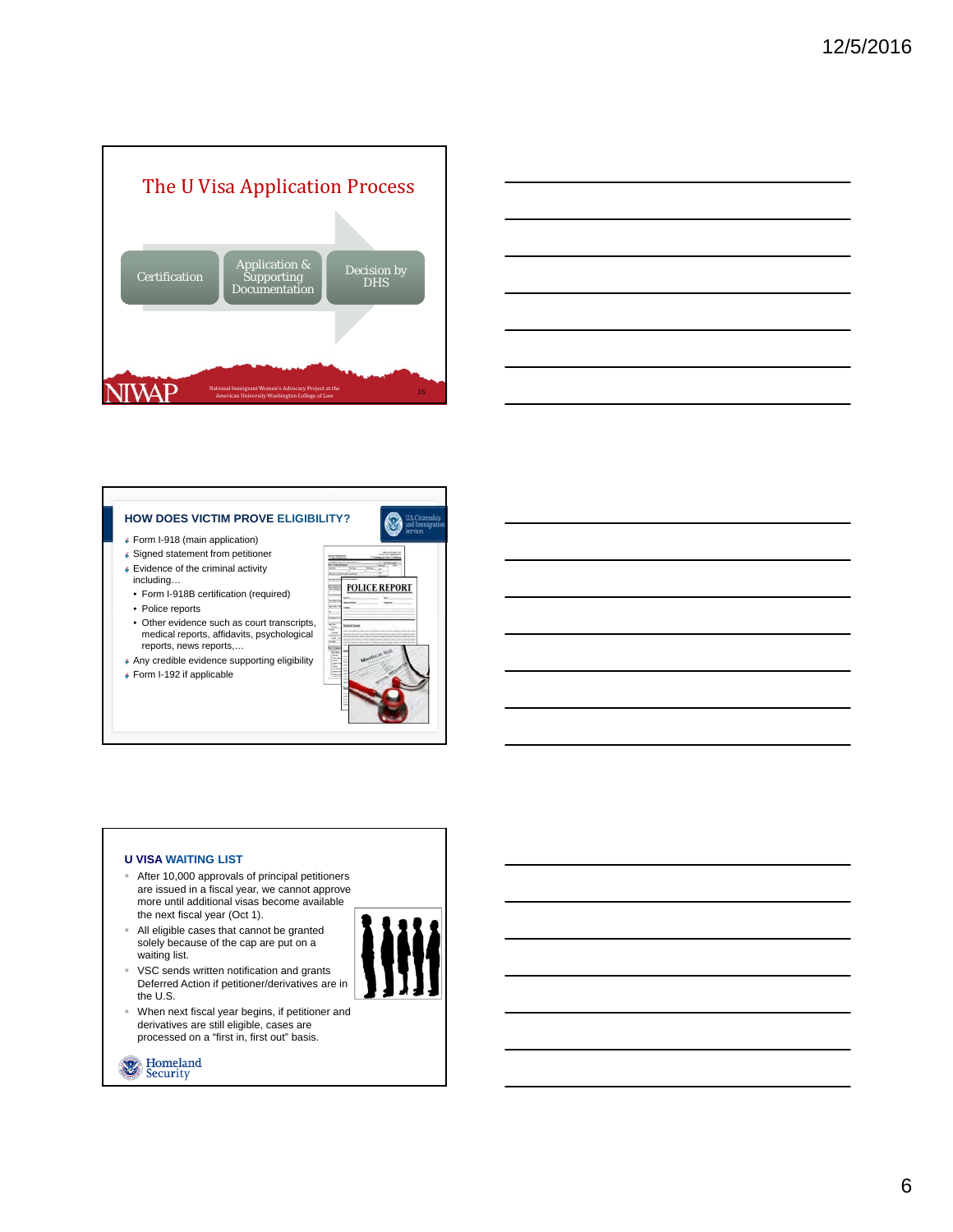## The U Visa Application Process

Certification → Application & Supporting Documentation → Decision by DHS

NIWAP National Immigrant Women's Advocacy Project at the American University Washington College of Law

---

## HOW DOES VICTIM PROVE ELIGIBILITY?

- Form I-918 (main application)
- Signed statement from petitioner
- Evidence of the criminal activity including…
  - Form I-918B certification (required)
  - Police reports
  - Other evidence such as court transcripts, medical reports, affidavits, psychological reports, news reports,…
- Any credible evidence supporting eligibility
- Form I-192 if applicable

---

## U VISA WAITING LIST

- After 10,000 approvals of principal petitioners are issued in a fiscal year, we cannot approve more until additional visas become available the next fiscal year (Oct 1).
- All eligible cases that cannot be granted solely because of the cap are put on a waiting list.
- VSC sends written notification and grants Deferred Action if petitioner/derivatives are in the U.S.
- When next fiscal year begins, if petitioner and derivatives are still eligible, cases are processed on a "first in, first out" basis.

Homeland Security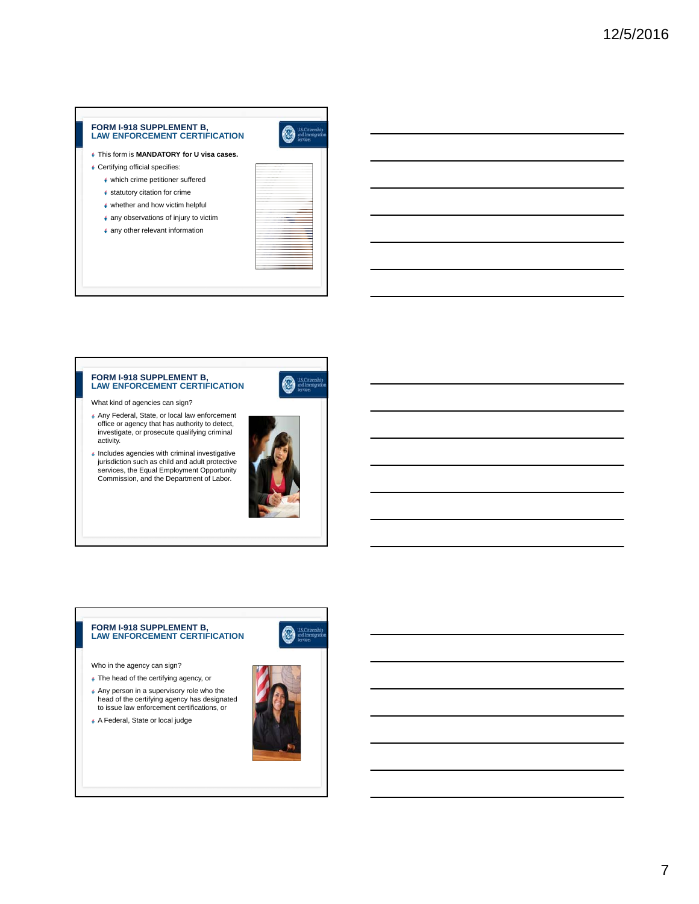## FORM I-918 SUPPLEMENT B, LAW ENFORCEMENT CERTIFICATION

- This form is **MANDATORY for U visa cases.**
- Certifying official specifies:
  - which crime petitioner suffered
  - statutory citation for crime
  - whether and how victim helpful
  - any observations of injury to victim
  - any other relevant information

## FORM I-918 SUPPLEMENT B, LAW ENFORCEMENT CERTIFICATION

What kind of agencies can sign?

- Any Federal, State, or local law enforcement office or agency that has authority to detect, investigate, or prosecute qualifying criminal activity.
- Includes agencies with criminal investigative jurisdiction such as child and adult protective services, the Equal Employment Opportunity Commission, and the Department of Labor.

## FORM I-918 SUPPLEMENT B, LAW ENFORCEMENT CERTIFICATION

Who in the agency can sign?

- The head of the certifying agency, or
- Any person in a supervisory role who the head of the certifying agency has designated to issue law enforcement certifications, or
- A Federal, State or local judge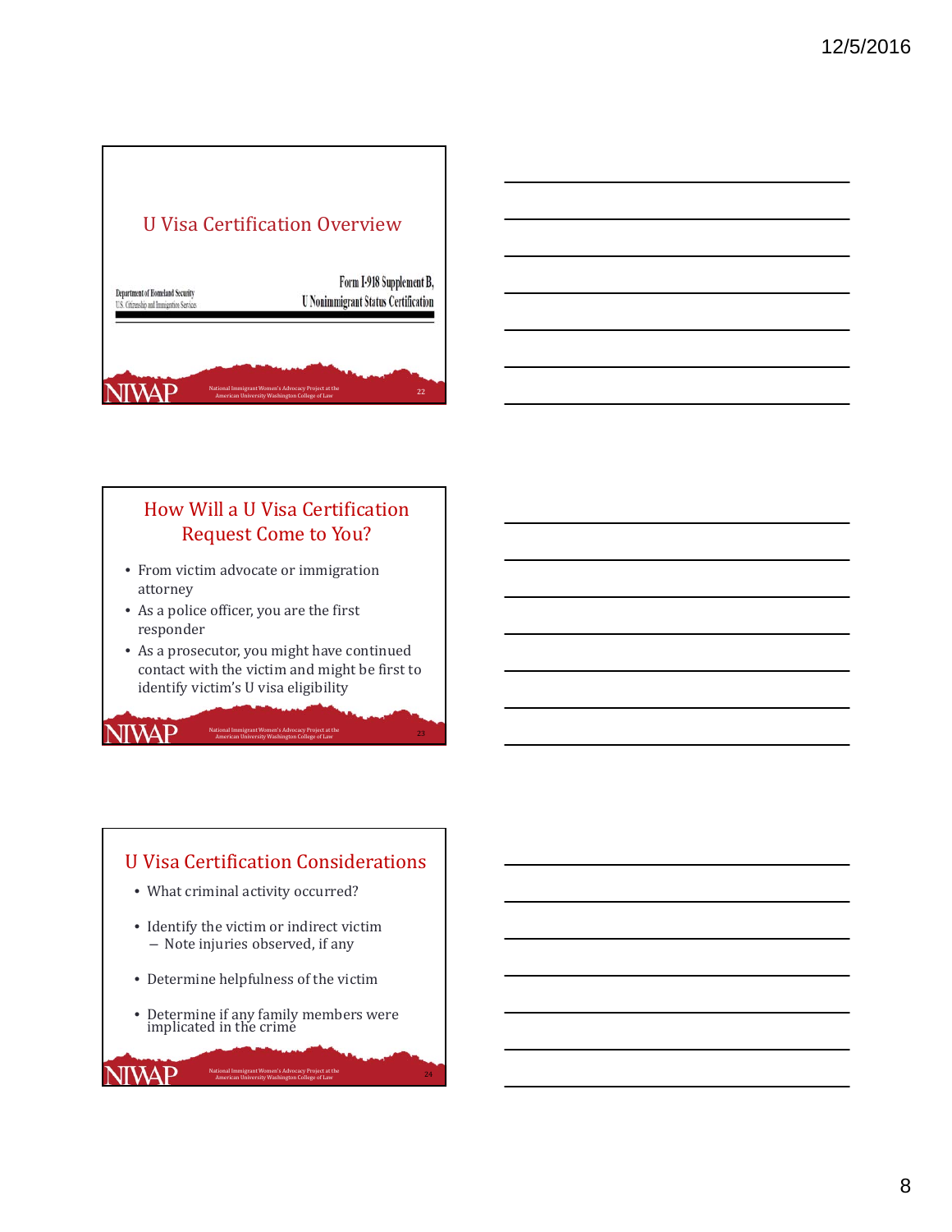## U Visa Certification Overview

Department of Homeland Security
U.S. Citizenship and Immigration Services

Form I-918 Supplement B,
U Nonimmigrant Status Certification

## How Will a U Visa Certification Request Come to You?

- From victim advocate or immigration attorney
- As a police officer, you are the first responder
- As a prosecutor, you might have continued contact with the victim and might be first to identify victim's U visa eligibility

## U Visa Certification Considerations

- What criminal activity occurred?
- Identify the victim or indirect victim
  - Note injuries observed, if any
- Determine helpfulness of the victim
- Determine if any family members were implicated in the crime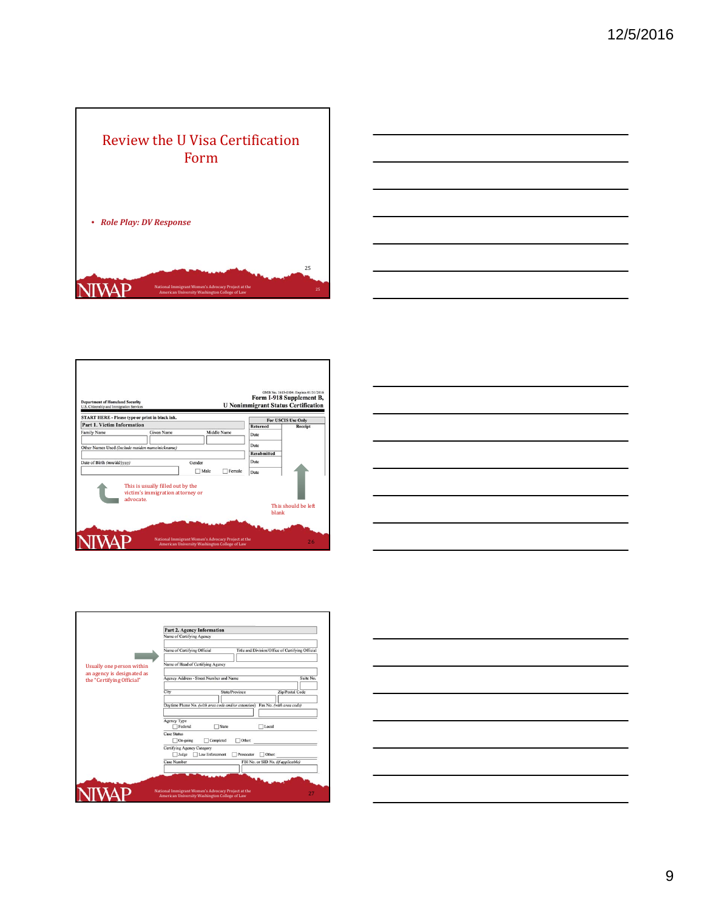# Review the U Visa Certification Form

- *Role Play: DV Response*

---

Department of Homeland Security
U.S. Citizenship and Immigration Services

OMB No. 1615-0104; Expires 01/31/2016
**Form I-918 Supplement B, U Nonimmigrant Status Certification**

**START HERE - Please type or print in black ink.**

**Part 1. Victim Information**

Family Name | Given Name | Middle Name

Other Names Used *(Include maiden name/nickname)*

Date of Birth *(mm/dd/yyyy)* | Gender: ☐ Male ☐ Female

**For USCIS Use Only**

Returned | Receipt
Date
Date
Resubmitted
Date
Date

This is usually filled out by the victim's immigration attorney or advocate.

This should be left blank

---

Usually one person within an agency is designated as the "Certifying Official"

**Part 2. Agency Information**

Name of Certifying Agency

Name of Certifying Official | Title and Division/Office of Certifying Official

Name of Head of Certifying Agency

Agency Address - Street Number and Name | Suite No.

City | State/Province | Zip/Postal Code

Daytime Phone No. *(with area code and/or extension)* | Fax No. *(with area code)*

Agency Type: ☐ Federal ☐ State ☐ Local

Case Status: ☐ On-going ☐ Completed ☐ Other:

Certifying Agency Category: ☐ Judge ☐ Law Enforcement ☐ Prosecutor ☐ Other:

Case Number | FBI No. or SID No. *(if applicable)*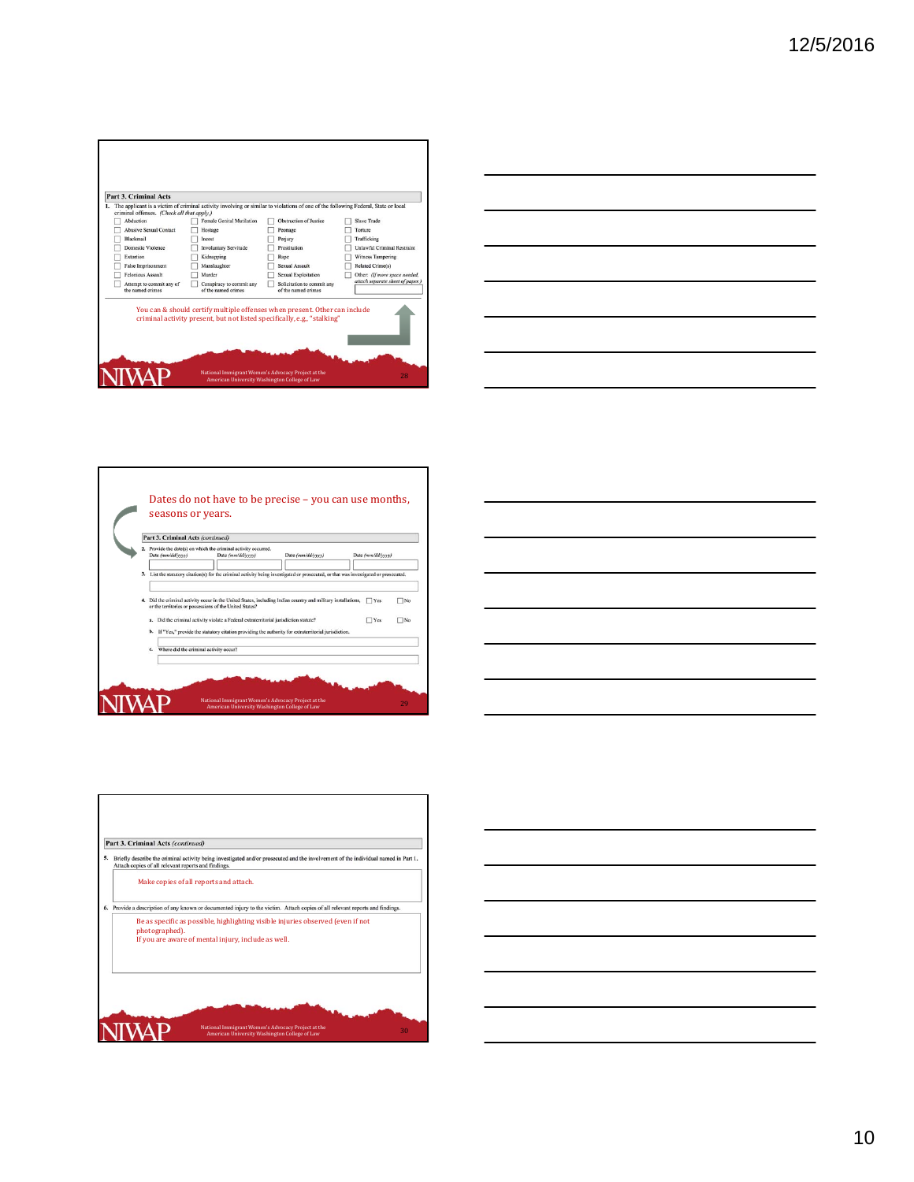## Part 3. Criminal Acts

1. The applicant is a victim of criminal activity involving or similar to violations of one of the following Federal, State or local criminal offenses. *(Check all that apply.)*

| | | | |
|---|---|---|---|
| ☐ Abduction | ☐ Female Genital Mutilation | ☐ Obstruction of Justice | ☐ Slave Trade |
| ☐ Abusive Sexual Contact | ☐ Hostage | ☐ Peonage | ☐ Torture |
| ☐ Blackmail | ☐ Incest | ☐ Perjury | ☐ Trafficking |
| ☐ Domestic Violence | ☐ Involuntary Servitude | ☐ Prostitution | ☐ Unlawful Criminal Restraint |
| ☐ Extortion | ☐ Kidnapping | ☐ Rape | ☐ Witness Tampering |
| ☐ False Imprisonment | ☐ Manslaughter | ☐ Sexual Assault | ☐ Related Crime(s) |
| ☐ Felonious Assault | ☐ Murder | ☐ Sexual Exploitation | ☐ Other: *(If more space needed, attach separate sheet of paper.)* |
| ☐ Attempt to commit any of the named crimes | ☐ Conspiracy to commit any of the named crimes | ☐ Solicitation to commit any of the named crimes | |

You can & should certify multiple offenses when present. Other can include criminal activity present, but not listed specifically, e.g., "stalking"

NIWAP National Immigrant Women's Advocacy Project at the American University Washington College of Law

---

Dates do not have to be precise – you can use months, seasons or years.

## Part 3. Criminal Acts *(continued)*

2. Provide the date(s) on which the criminal activity occurred.
   Date *(mm/dd/yyyy)* Date *(mm/dd/yyyy)* Date *(mm/dd/yyyy)* Date *(mm/dd/yyyy)*

3. List the statutory citation(s) for the criminal activity being investigated or prosecuted, or that was investigated or prosecuted.

4. Did the criminal activity occur in the United States, including Indian country and military installations, or the territories or possessions of the United States? ☐ Yes ☐ No

   a. Did the criminal activity violate a Federal extraterritorial jurisdiction statute? ☐ Yes ☐ No

   b. If "Yes," provide the statutory citation providing the authority for extraterritorial jurisdiction.

   c. Where did the criminal activity occur?

NIWAP National Immigrant Women's Advocacy Project at the American University Washington College of Law

---

## Part 3. Criminal Acts *(continued)*

5. Briefly describe the criminal activity being investigated and/or prosecuted and the involvement of the individual named in Part 1. Attach copies of all relevant reports and findings.

   Make copies of all reports and attach.

6. Provide a description of any known or documented injury to the victim. Attach copies of all relevant reports and findings.

   Be as specific as possible, highlighting visible injuries observed (even if not photographed).
   If you are aware of mental injury, include as well.

NIWAP National Immigrant Women's Advocacy Project at the American University Washington College of Law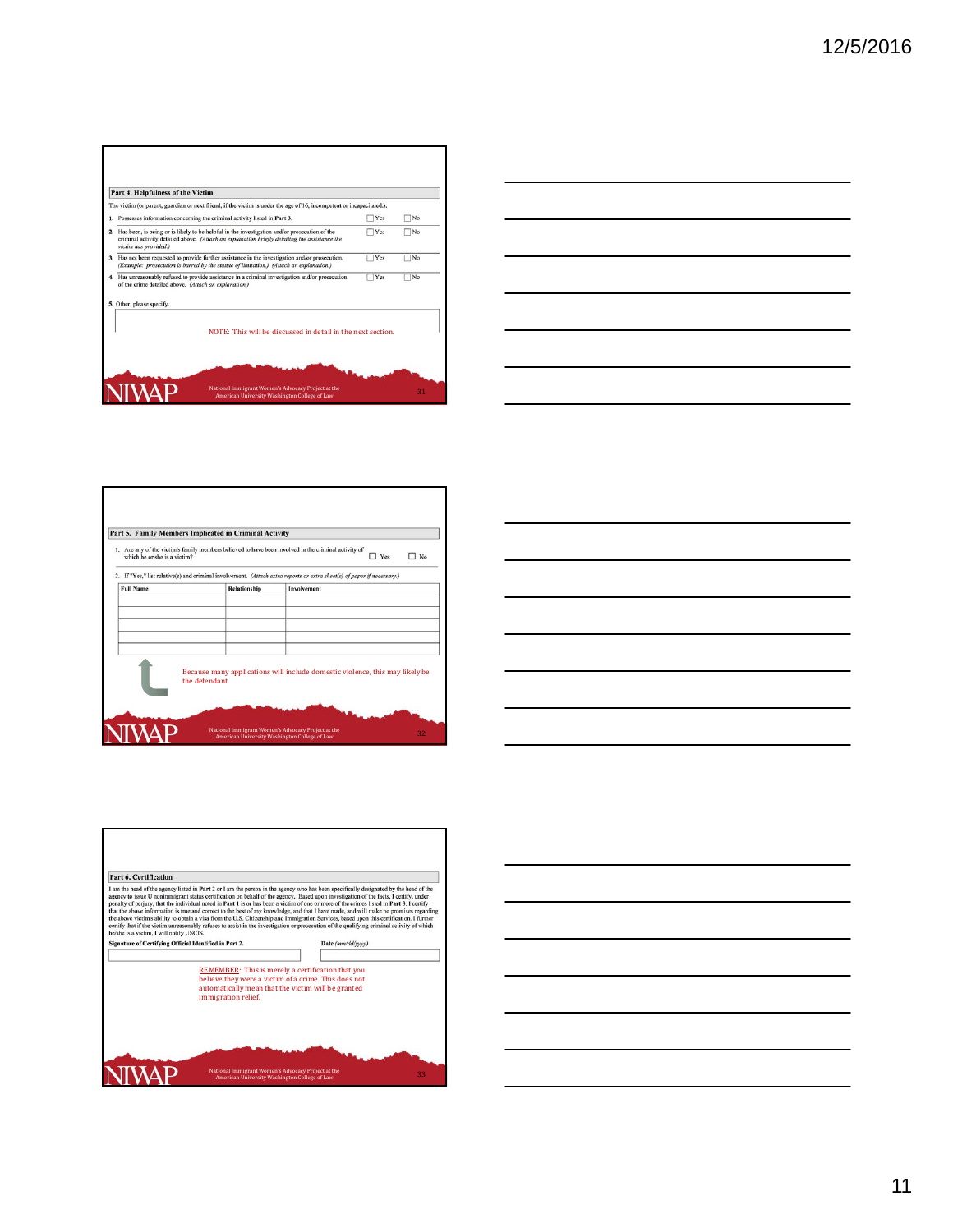**Part 4. Helpfulness of the Victim**

The victim (or parent, guardian or next friend, if the victim is under the age of 16, incompetent or incapacitated.):

1. Possesses information concerning the criminal activity listed in **Part 3**. ☐ Yes ☐ No
2. Has been, is being or is likely to be helpful in the investigation and/or prosecution of the criminal activity detailed above. *(Attach an explanation briefly detailing the assistance the victim has provided.)* ☐ Yes ☐ No
3. Has not been requested to provide further assistance in the investigation and/or prosecution. *(Example: prosecution is barred by the statute of limitation.) (Attach an explanation.)* ☐ Yes ☐ No
4. Has unreasonably refused to provide assistance in a criminal investigation and/or prosecution of the crime detailed above. *(Attach an explanation.)* ☐ Yes ☐ No
5. Other, please specify.

NOTE: This will be discussed in detail in the next section.

NIWAP National Immigrant Women's Advocacy Project at the American University Washington College of Law

**Part 5. Family Members Implicated in Criminal Activity**

1. Are any of the victim's family members believed to have been involved in the criminal activity of which he or she is a victim? ☐ Yes ☐ No
2. If "Yes," list relative(s) and criminal involvement. *(Attach extra reports or extra sheet(s) of paper if necessary.)*

| Full Name | Relationship | Involvement |
|---|---|---|
| | | |
| | | |
| | | |
| | | |
| | | |

Because many applications will include domestic violence, this may likely be the defendant.

NIWAP National Immigrant Women's Advocacy Project at the American University Washington College of Law

**Part 6. Certification**

I am the head of the agency listed in **Part 2** or I am the person in the agency who has been specifically designated by the head of the agency to issue U nonimmigrant status certification on behalf of the agency. Based upon investigation of the facts, I certify, under penalty of perjury, that the individual noted in **Part 1** is or has been a victim of one or more of the crimes listed in **Part 3**. I certify that the above information is true and correct to the best of my knowledge, and that I have made, and will make no promises regarding the above victim's ability to obtain a visa from the U.S. Citizenship and Immigration Services, based upon this certification. I further certify that if the victim unreasonably refuses to assist in the investigation or prosecution of the qualifying criminal activity of which he/she is a victim, I will notify USCIS.

**Signature of Certifying Official Identified in Part 2.** **Date** *(mm/dd/yyyy)*

REMEMBER: This is merely a certification that you believe they were a victim of a crime. This does not automatically mean that the victim will be granted immigration relief.

NIWAP National Immigrant Women's Advocacy Project at the American University Washington College of Law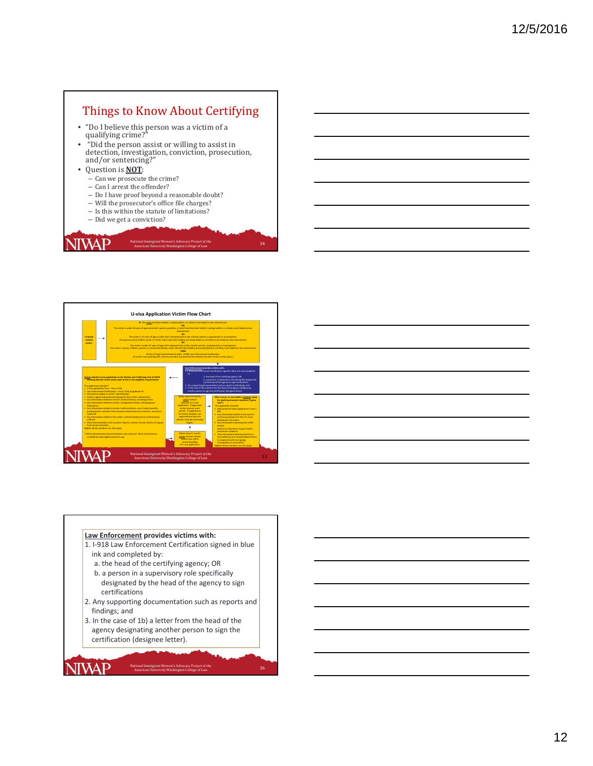## Things to Know About Certifying

- "Do I believe this person was a victim of a qualifying crime?"
- "Did the person assist or willing to assist in detection, investigation, conviction, prosecution, and/or sentencing?"
- Question is **NOT**:
  - Can we prosecute the crime?
  - Can I arrest the offender?
  - Do I have proof beyond a reasonable doubt?
  - Will the prosecutor's office file charges?
  - Is this within the statute of limitations?
  - Did we get a conviction?

National Immigrant Women's Advocacy Project at the American University Washington College of Law

## U-visa Application Victim Flow Chart

National Immigrant Women's Advocacy Project at the American University Washington College of Law

**Law Enforcement provides victims with:**

1. I-918 Law Enforcement Certification signed in blue ink and completed by:
   a. the head of the certifying agency; OR
   b. a person in a supervisory role specifically designated by the head of the agency to sign certifications
2. Any supporting documentation such as reports and findings; and
3. In the case of 1b) a letter from the head of the agency designating another person to sign the certification (designee letter).

National Immigrant Women's Advocacy Project at the American University Washington College of Law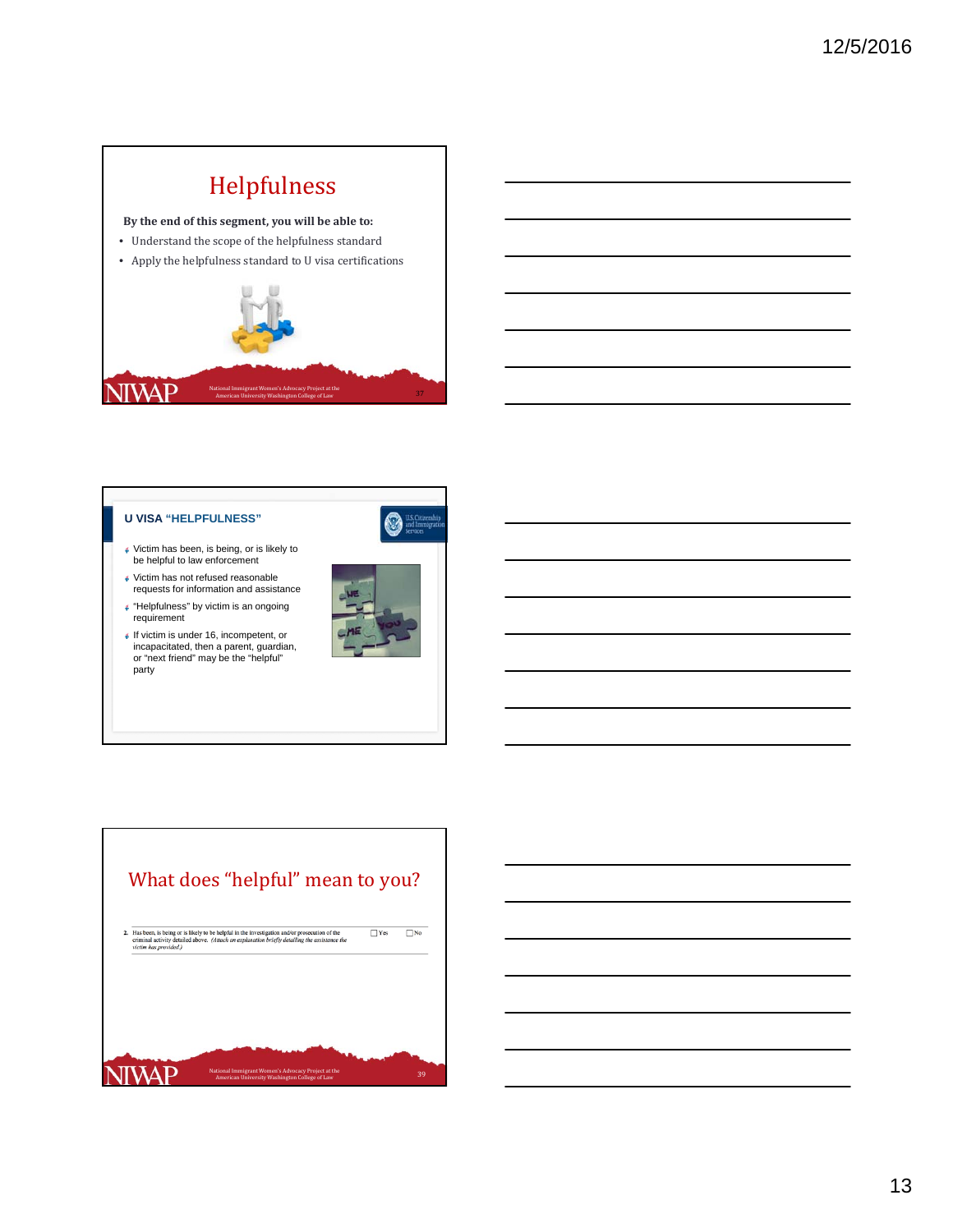## Helpfulness

**By the end of this segment, you will be able to:**

- Understand the scope of the helpfulness standard
- Apply the helpfulness standard to U visa certifications

## U VISA "HELPFULNESS"

- Victim has been, is being, or is likely to be helpful to law enforcement
- Victim has not refused reasonable requests for information and assistance
- "Helpfulness" by victim is an ongoing requirement
- If victim is under 16, incompetent, or incapacitated, then a parent, guardian, or "next friend" may be the "helpful" party

## What does "helpful" mean to you?

2. Has been, is being or is likely to be helpful in the investigation and/or prosecution of the criminal activity detailed above. *(Attach an explanation briefly detailing the assistance the victim has provided.)* ☐ Yes ☐ No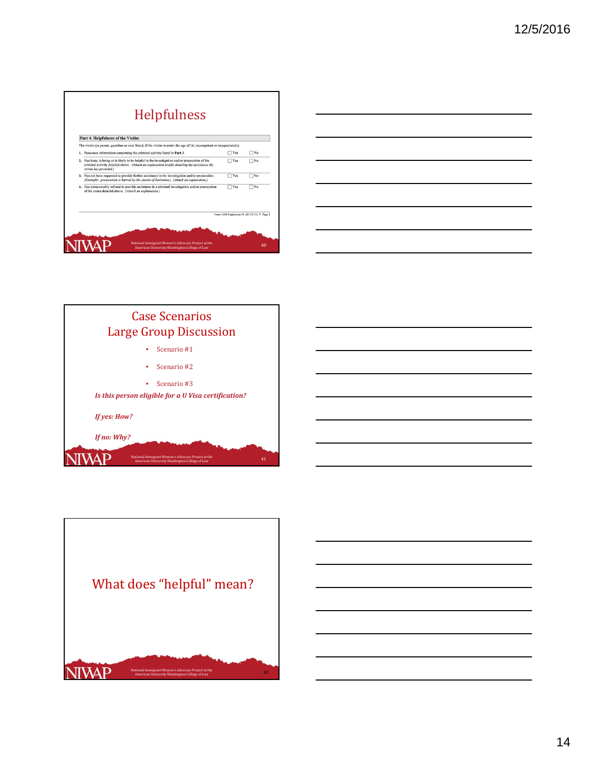## Helpfulness

**Part 4. Helpfulness of the Victim**

The victim (or parent, guardian or next friend, if the victim is under the age of 16, incompetent or incapacitated.):

| | | Yes | No |
|---|---|---|---|
| 1. | Possesses information concerning the criminal activity listed in **Part 3**. | ☐ Yes | ☐ No |
| 2. | Has been, is being or is likely to be helpful in the investigation and/or prosecution of the criminal activity detailed above. *(Attach an explanation briefly detailing the assistance the victim has provided.)* | ☐ Yes | ☐ No |
| 3. | Has not been requested to provide further assistance in the investigation and/or prosecution. *(Example: prosecution is barred by the statute of limitation.) (Attach an explanation.)* | ☐ Yes | ☐ No |
| 4. | Has unreasonably refused to provide assistance in a criminal investigation and/or prosecution of the crime detailed above. *(Attach an explanation.)* | ☐ Yes | ☐ No |

Form I-918 Supplement B (01/15/13) Y Page 2

## Case Scenarios Large Group Discussion

- Scenario #1
- Scenario #2
- Scenario #3

***Is this person eligible for a U Visa certification?***

***If yes: How?***

***If no: Why?***

## What does "helpful" mean?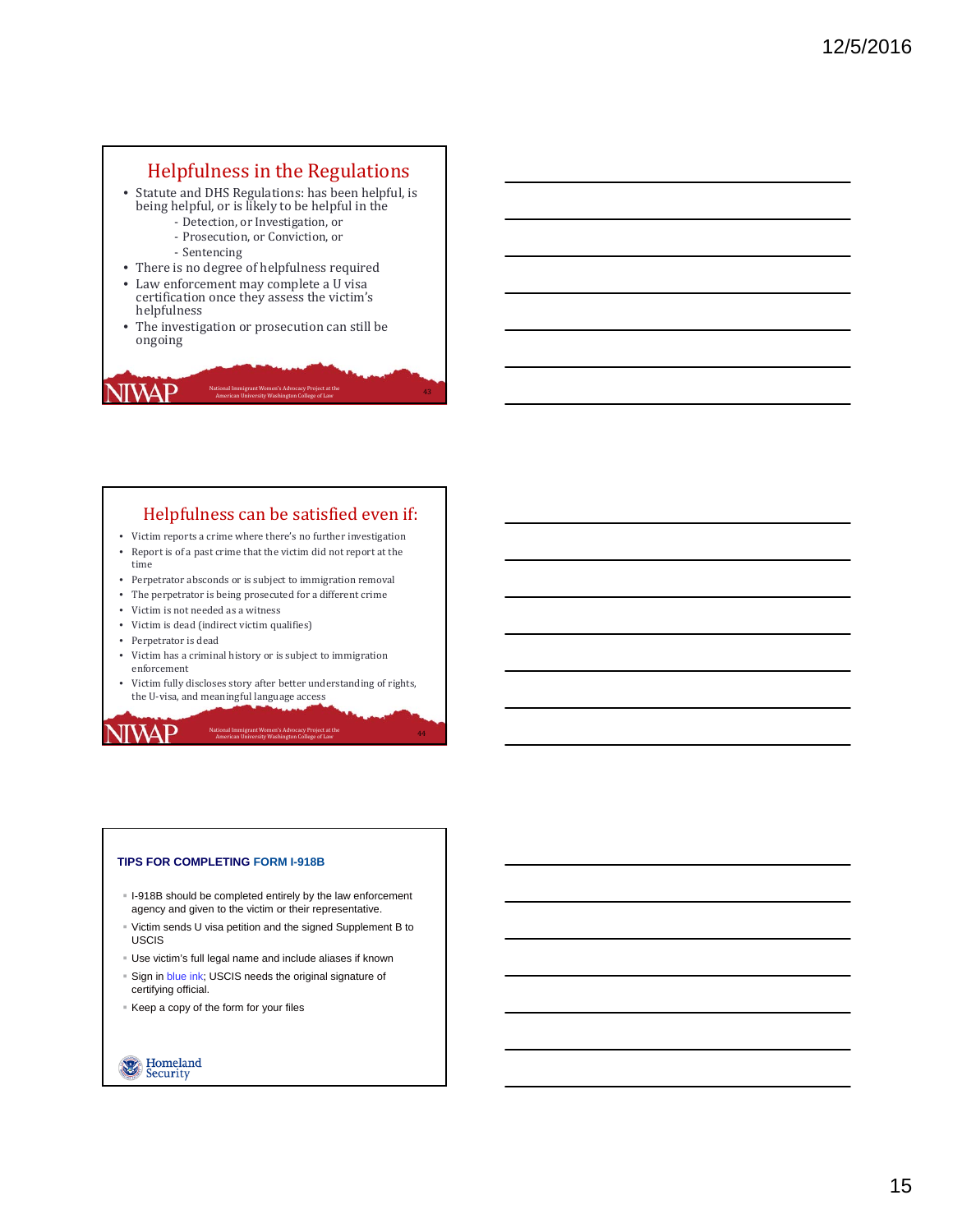## Helpfulness in the Regulations

- Statute and DHS Regulations: has been helpful, is being helpful, or is likely to be helpful in the
  - Detection, or Investigation, or
  - Prosecution, or Conviction, or
  - Sentencing
- There is no degree of helpfulness required
- Law enforcement may complete a U visa certification once they assess the victim's helpfulness
- The investigation or prosecution can still be ongoing

NIWAP National Immigrant Women's Advocacy Project at the American University Washington College of Law

## Helpfulness can be satisfied even if:

- Victim reports a crime where there's no further investigation
- Report is of a past crime that the victim did not report at the time
- Perpetrator absconds or is subject to immigration removal
- The perpetrator is being prosecuted for a different crime
- Victim is not needed as a witness
- Victim is dead (indirect victim qualifies)
- Perpetrator is dead
- Victim has a criminal history or is subject to immigration enforcement
- Victim fully discloses story after better understanding of rights, the U-visa, and meaningful language access

NIWAP National Immigrant Women's Advocacy Project at the American University Washington College of Law

## TIPS FOR COMPLETING FORM I-918B

- I-918B should be completed entirely by the law enforcement agency and given to the victim or their representative.
- Victim sends U visa petition and the signed Supplement B to USCIS
- Use victim's full legal name and include aliases if known
- Sign in blue ink; USCIS needs the original signature of certifying official.
- Keep a copy of the form for your files

Homeland Security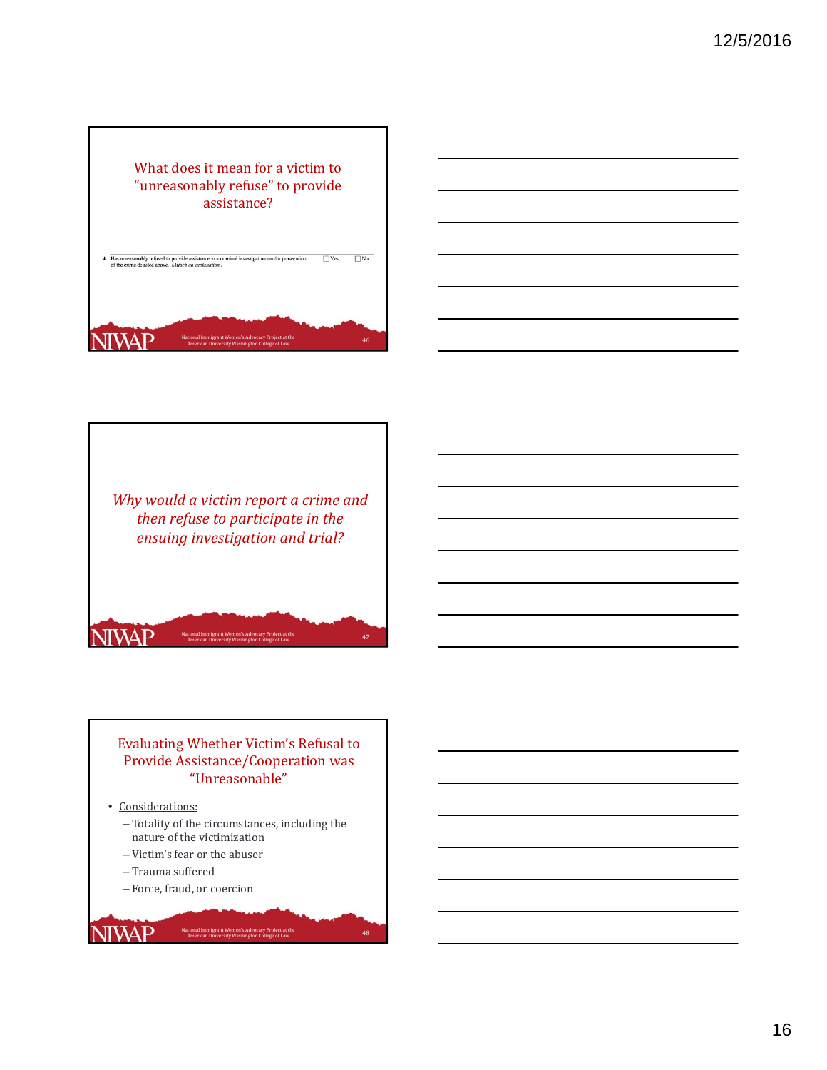## What does it mean for a victim to "unreasonably refuse" to provide assistance?

4. Has unreasonably refused to provide assistance in a criminal investigation and/or prosecution of the crime detailed above. *(Attach an explanation.)* ☐ Yes ☐ No

## *Why would a victim report a crime and then refuse to participate in the ensuing investigation and trial?*

## Evaluating Whether Victim's Refusal to Provide Assistance/Cooperation was "Unreasonable"

- Considerations:
  - Totality of the circumstances, including the nature of the victimization
  - Victim's fear or the abuser
  - Trauma suffered
  - Force, fraud, or coercion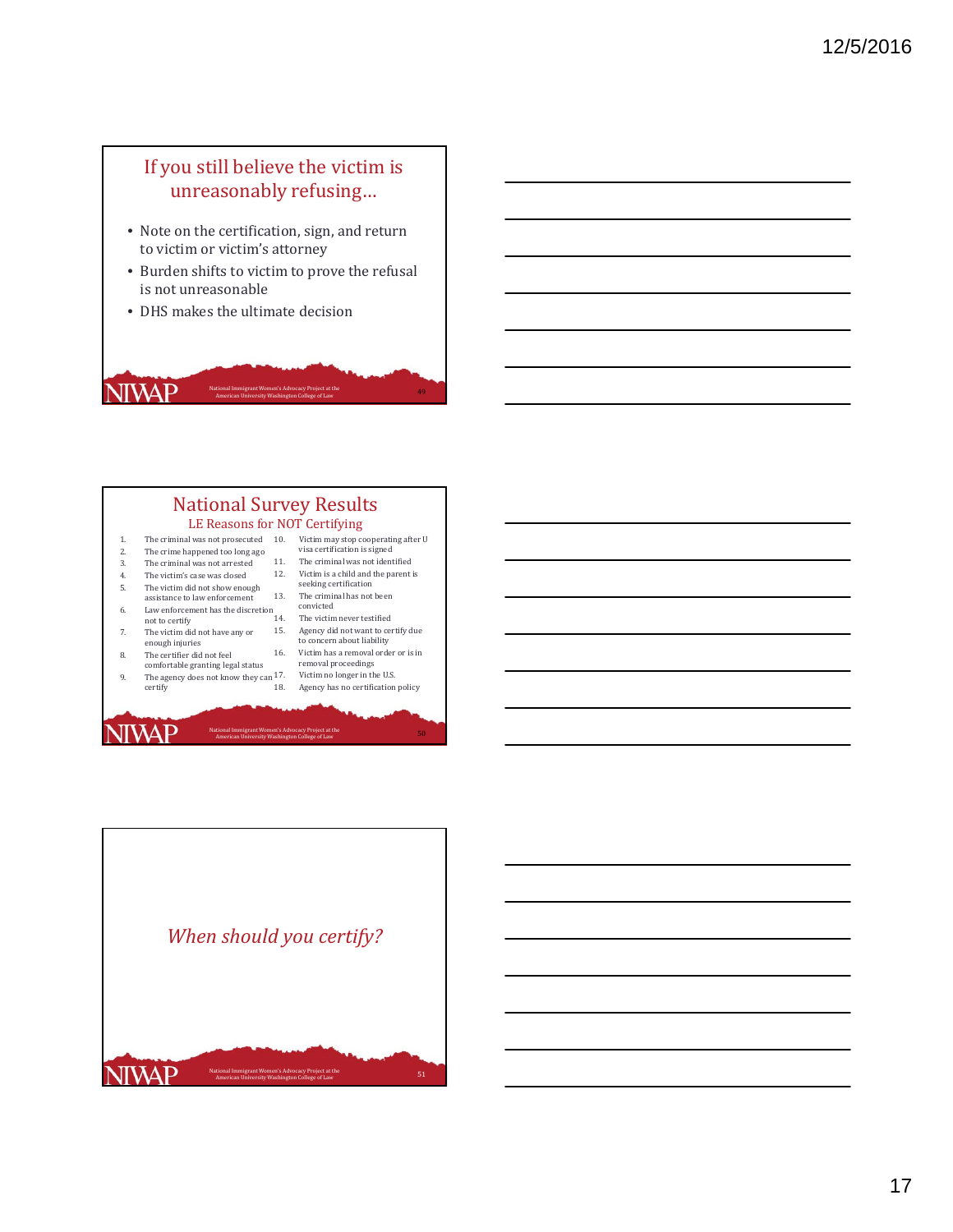## If you still believe the victim is unreasonably refusing…

- Note on the certification, sign, and return to victim or victim's attorney
- Burden shifts to victim to prove the refusal is not unreasonable
- DHS makes the ultimate decision

## National Survey Results

### LE Reasons for NOT Certifying

1. The criminal was not prosecuted
2. The crime happened too long ago
3. The criminal was not arrested
4. The victim's case was closed
5. The victim did not show enough assistance to law enforcement
6. Law enforcement has the discretion not to certify
7. The victim did not have any or enough injuries
8. The certifier did not feel comfortable granting legal status
9. The agency does not know they can certify
10. Victim may stop cooperating after U visa certification is signed
11. The criminal was not identified
12. Victim is a child and the parent is seeking certification
13. The criminal has not been convicted
14. The victim never testified
15. Agency did not want to certify due to concern about liability
16. Victim has a removal order or is in removal proceedings
17. Victim no longer in the U.S.
18. Agency has no certification policy

## *When should you certify?*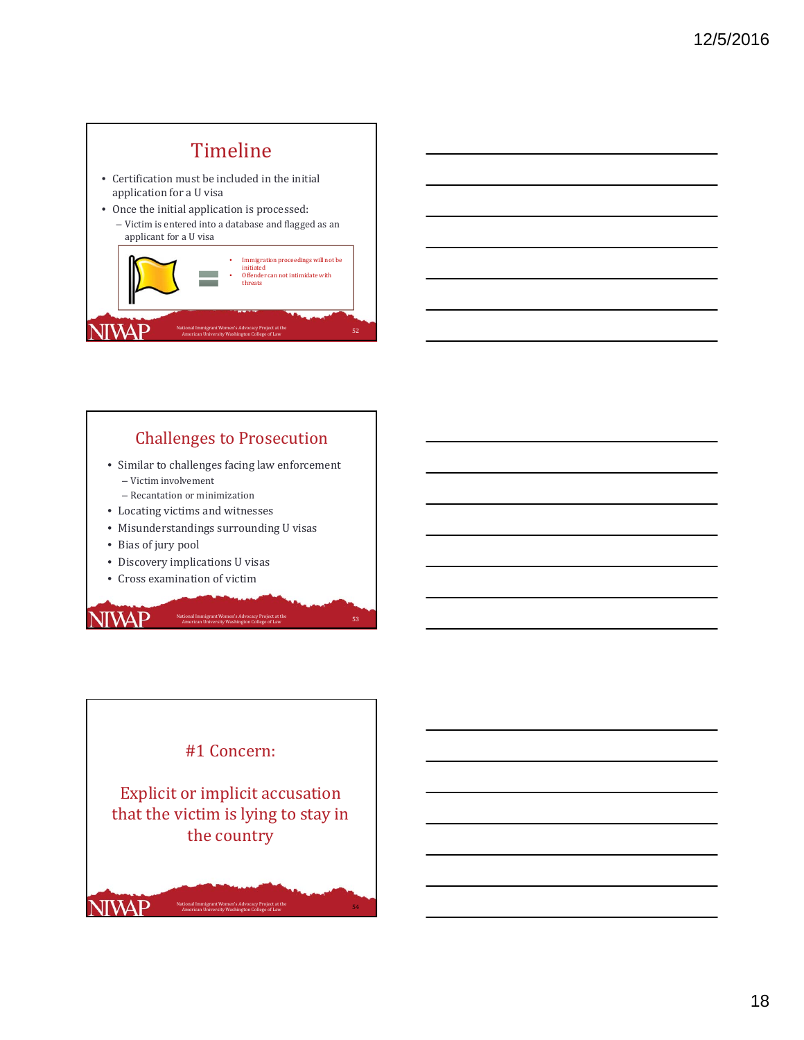## Timeline

- Certification must be included in the initial application for a U visa
- Once the initial application is processed:
  - Victim is entered into a database and flagged as an applicant for a U visa

- Immigration proceedings will not be initiated
- Offender can not intimidate with threats

NIWAP National Immigrant Women's Advocacy Project at the American University Washington College of Law

## Challenges to Prosecution

- Similar to challenges facing law enforcement
  - Victim involvement
  - Recantation or minimization
- Locating victims and witnesses
- Misunderstandings surrounding U visas
- Bias of jury pool
- Discovery implications U visas
- Cross examination of victim

NIWAP National Immigrant Women's Advocacy Project at the American University Washington College of Law

## #1 Concern:

## Explicit or implicit accusation that the victim is lying to stay in the country

NIWAP National Immigrant Women's Advocacy Project at the American University Washington College of Law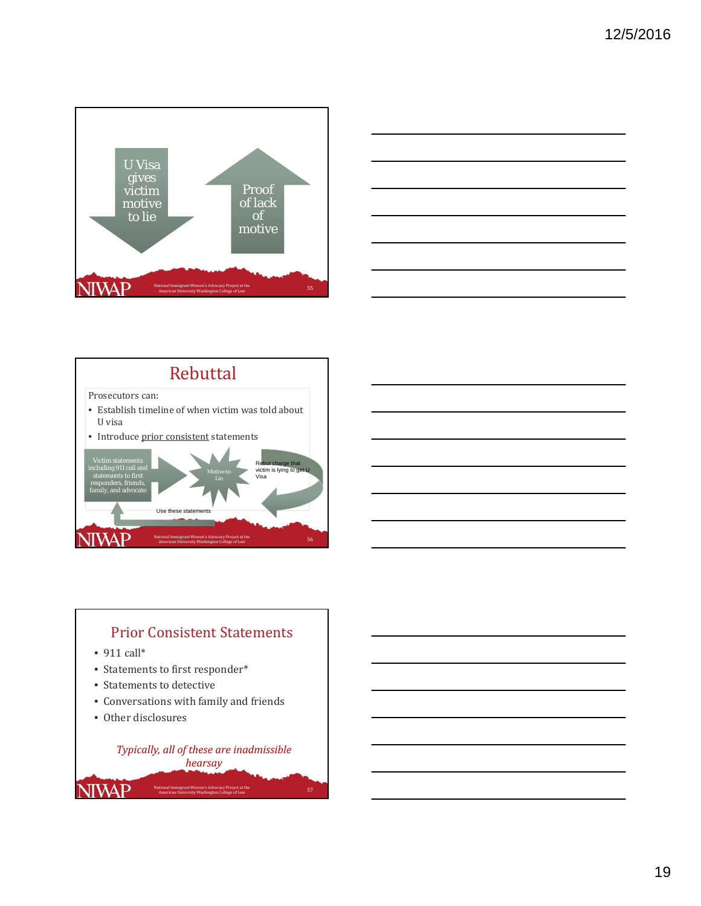U Visa gives victim motive to lie

Proof of lack of motive

## Rebuttal

Prosecutors can:

- Establish timeline of when victim was told about U visa
- Introduce prior consistent statements

Victim statements including 911 call and statements to first responders, friends, family, and advocate

Motive to Lie

Rebut charge that victim is lying to get U Visa

Use these statements

## Prior Consistent Statements

- 911 call*
- Statements to first responder*
- Statements to detective
- Conversations with family and friends
- Other disclosures

*Typically, all of these are inadmissible hearsay*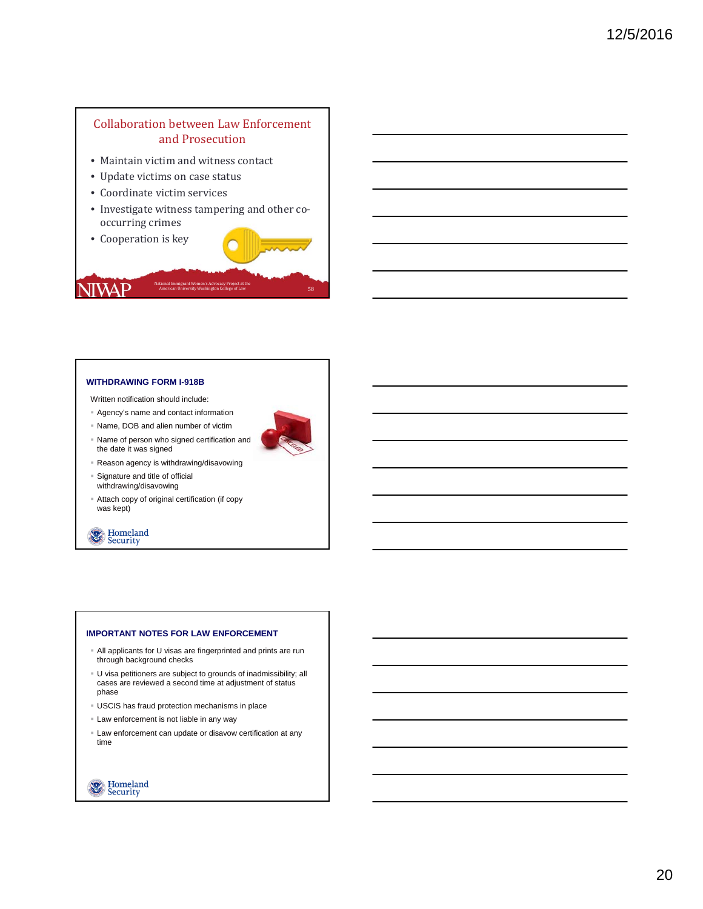## Collaboration between Law Enforcement and Prosecution

- Maintain victim and witness contact
- Update victims on case status
- Coordinate victim services
- Investigate witness tampering and other co-occurring crimes
- Cooperation is key

NIWAP National Immigrant Women's Advocacy Project at the American University Washington College of Law 58

## WITHDRAWING FORM I-918B

Written notification should include:

- Agency's name and contact information
- Name, DOB and alien number of victim
- Name of person who signed certification and the date it was signed
- Reason agency is withdrawing/disavowing
- Signature and title of official withdrawing/disavowing
- Attach copy of original certification (if copy was kept)

Homeland Security

## IMPORTANT NOTES FOR LAW ENFORCEMENT

- All applicants for U visas are fingerprinted and prints are run through background checks
- U visa petitioners are subject to grounds of inadmissibility; all cases are reviewed a second time at adjustment of status phase
- USCIS has fraud protection mechanisms in place
- Law enforcement is not liable in any way
- Law enforcement can update or disavow certification at any time

Homeland Security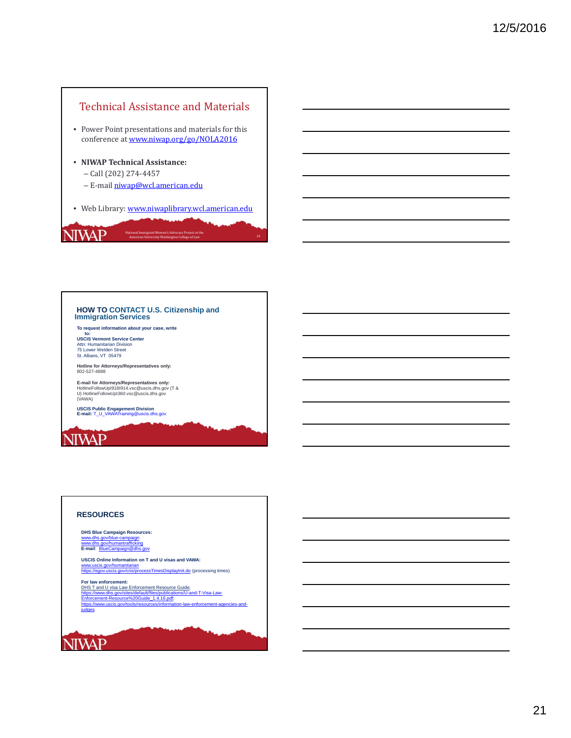## Technical Assistance and Materials

- Power Point presentations and materials for this conference at www.niwap.org/go/NOLA2016
- **NIWAP Technical Assistance:**
  - Call (202) 274-4457
  - E-mail niwap@wcl.american.edu
- Web Library: www.niwaplibrary.wcl.american.edu

NIWAP National Immigrant Women's Advocacy Project at the American University Washington College of Law

## HOW TO CONTACT U.S. Citizenship and Immigration Services

**To request information about your case, write to:**
**USCIS Vermont Service Center**
Attn: Humanitarian Division
75 Lower Welden Street
St. Albans, VT 05479

**Hotline for Attorneys/Representatives only:**
802-527-4888

**E-mail for Attorneys/Representatives only:**
HotlineFollowUpI918I914.vsc@uscis.dhs.gov (T & U) HotlineFollowUpI360.vsc@uscis.dhs.gov (VAWA)

**USCIS Public Engagement Division**
**E-mail:** T_U_VAWATraining@uscis.dhs.gov

NIWAP

## RESOURCES

**DHS Blue Campaign Resources:**
www.dhs.gov/blue-campaign
www.dhs.gov/humantrafficking
**E-mail**: BlueCampaign@dhs.gov

**USCIS Online Information on T and U visas and VAWA:**
www.uscis.gov/humanitarian
https://egov.uscis.gov/cris/processTimesDisplayInit.do (processing times)

**For law enforcement:**
DHS T and U visa Law Enforcement Resource Guide,
https://www.dhs.gov/sites/default/files/publications/U-and-T-Visa-Law-Enforcement-Resource%20Guide_1.4.16.pdf;
https://www.uscis.gov/tools/resources/information-law-enforcement-agencies-and-judges

NIWAP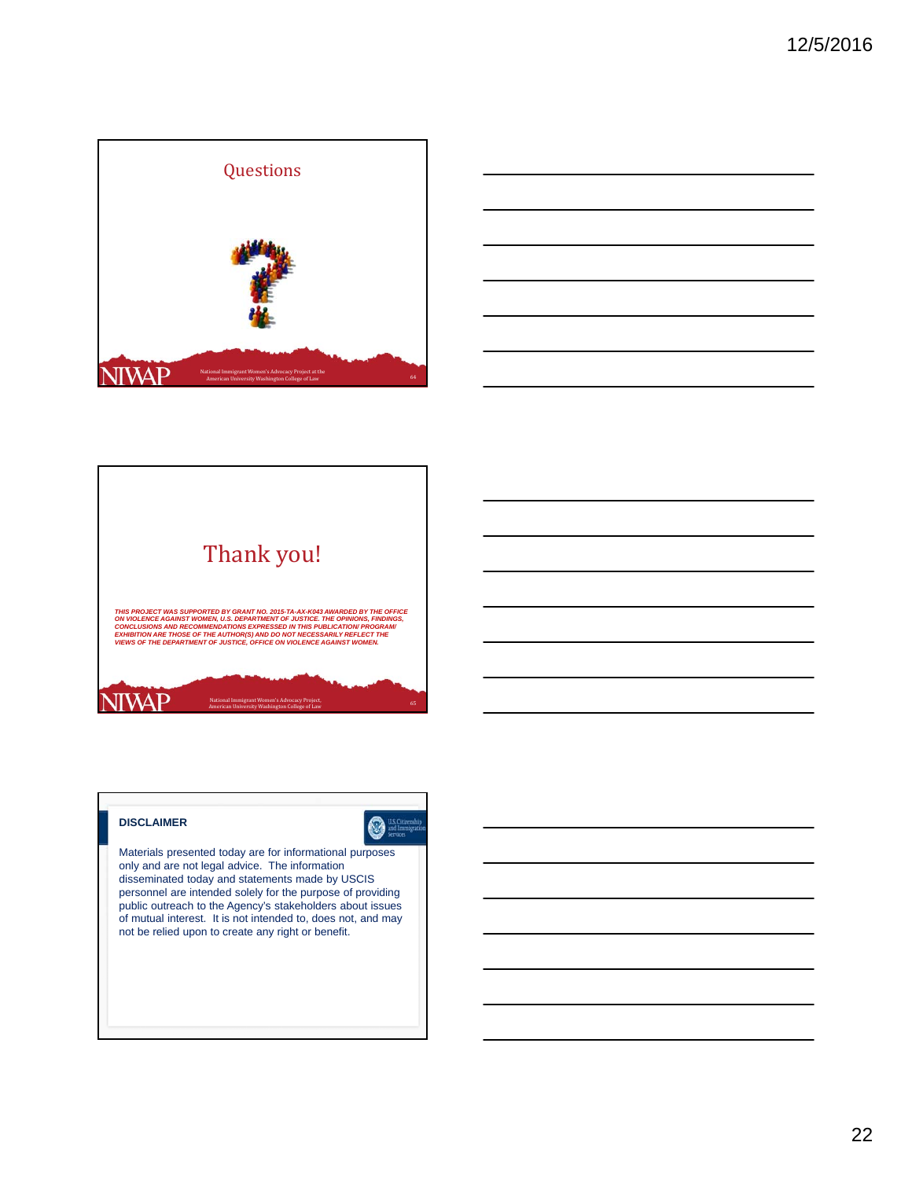## Questions

NIWAP National Immigrant Women's Advocacy Project at the American University Washington College of Law

## Thank you!

*THIS PROJECT WAS SUPPORTED BY GRANT NO. 2015-TA-AX-K043 AWARDED BY THE OFFICE ON VIOLENCE AGAINST WOMEN, U.S. DEPARTMENT OF JUSTICE. THE OPINIONS, FINDINGS, CONCLUSIONS AND RECOMMENDATIONS EXPRESSED IN THIS PUBLICATION/ PROGRAM/ EXHIBITION ARE THOSE OF THE AUTHOR(S) AND DO NOT NECESSARILY REFLECT THE VIEWS OF THE DEPARTMENT OF JUSTICE, OFFICE ON VIOLENCE AGAINST WOMEN.*

NIWAP National Immigrant Women's Advocacy Project, American University Washington College of Law

**DISCLAIMER**

U.S. Citizenship and Immigration Services

Materials presented today are for informational purposes only and are not legal advice. The information disseminated today and statements made by USCIS personnel are intended solely for the purpose of providing public outreach to the Agency's stakeholders about issues of mutual interest. It is not intended to, does not, and may not be relied upon to create any right or benefit.